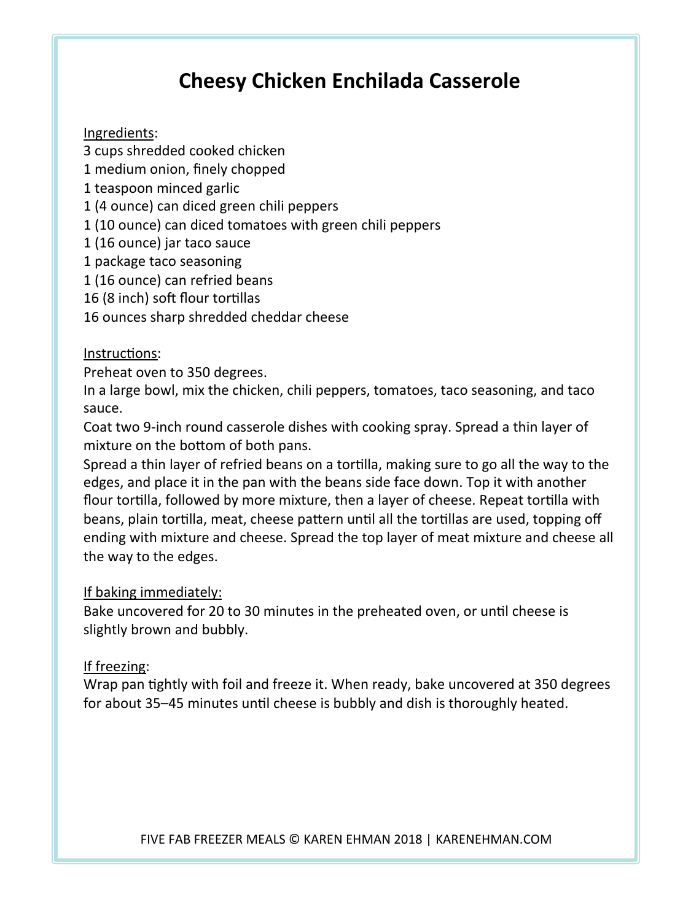# Cheesy Chicken Enchilada Casserole

Ingredients:

3 cups shredded cooked chicken
1 medium onion, finely chopped
1 teaspoon minced garlic
1 (4 ounce) can diced green chili peppers
1 (10 ounce) can diced tomatoes with green chili peppers
1 (16 ounce) jar taco sauce
1 package taco seasoning
1 (16 ounce) can refried beans
16 (8 inch) soft flour tortillas
16 ounces sharp shredded cheddar cheese

Instructions:

Preheat oven to 350 degrees.
In a large bowl, mix the chicken, chili peppers, tomatoes, taco seasoning, and taco sauce.
Coat two 9-inch round casserole dishes with cooking spray. Spread a thin layer of mixture on the bottom of both pans.
Spread a thin layer of refried beans on a tortilla, making sure to go all the way to the edges, and place it in the pan with the beans side face down. Top it with another flour tortilla, followed by more mixture, then a layer of cheese. Repeat tortilla with beans, plain tortilla, meat, cheese pattern until all the tortillas are used, topping off ending with mixture and cheese. Spread the top layer of meat mixture and cheese all the way to the edges.

If baking immediately:

Bake uncovered for 20 to 30 minutes in the preheated oven, or until cheese is slightly brown and bubbly.

If freezing:

Wrap pan tightly with foil and freeze it. When ready, bake uncovered at 350 degrees for about 35–45 minutes until cheese is bubbly and dish is thoroughly heated.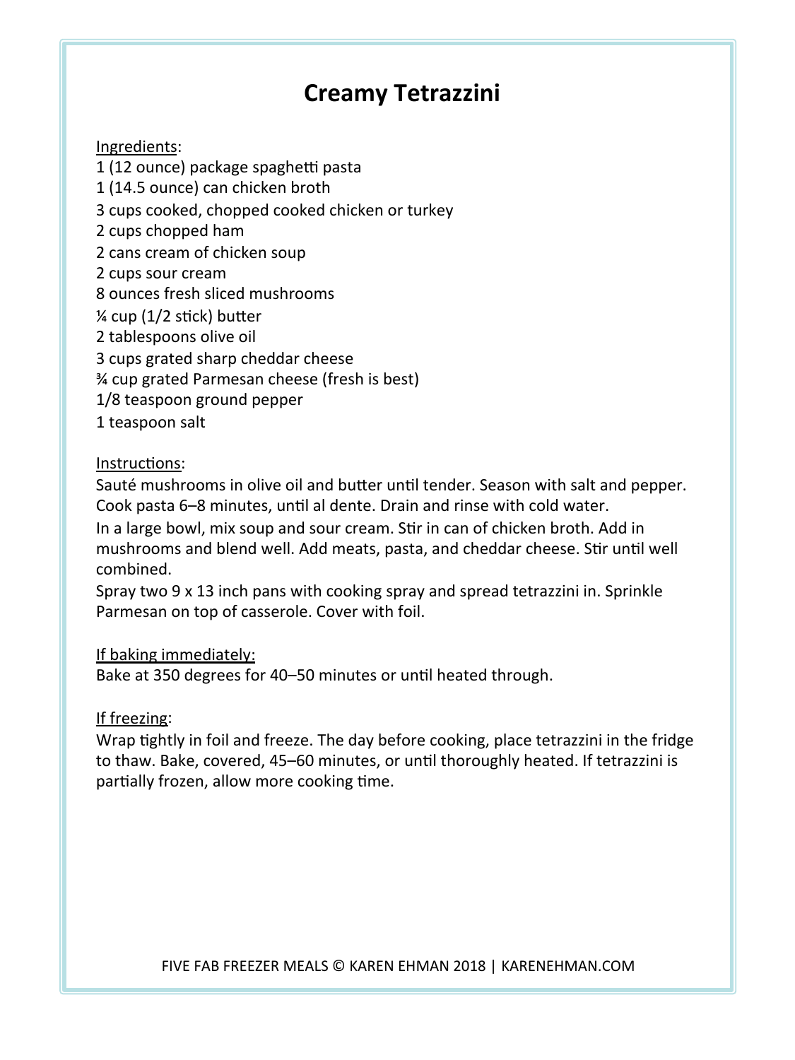# Creamy Tetrazzini

Ingredients:

1 (12 ounce) package spaghetti pasta
1 (14.5 ounce) can chicken broth
3 cups cooked, chopped cooked chicken or turkey
2 cups chopped ham
2 cans cream of chicken soup
2 cups sour cream
8 ounces fresh sliced mushrooms
¼ cup (1/2 stick) butter
2 tablespoons olive oil
3 cups grated sharp cheddar cheese
¾ cup grated Parmesan cheese (fresh is best)
1/8 teaspoon ground pepper
1 teaspoon salt

Instructions:

Sauté mushrooms in olive oil and butter until tender. Season with salt and pepper. Cook pasta 6–8 minutes, until al dente. Drain and rinse with cold water.
In a large bowl, mix soup and sour cream. Stir in can of chicken broth. Add in mushrooms and blend well. Add meats, pasta, and cheddar cheese. Stir until well combined.
Spray two 9 x 13 inch pans with cooking spray and spread tetrazzini in. Sprinkle Parmesan on top of casserole. Cover with foil.

If baking immediately:

Bake at 350 degrees for 40–50 minutes or until heated through.

If freezing:

Wrap tightly in foil and freeze. The day before cooking, place tetrazzini in the fridge to thaw. Bake, covered, 45–60 minutes, or until thoroughly heated. If tetrazzini is partially frozen, allow more cooking time.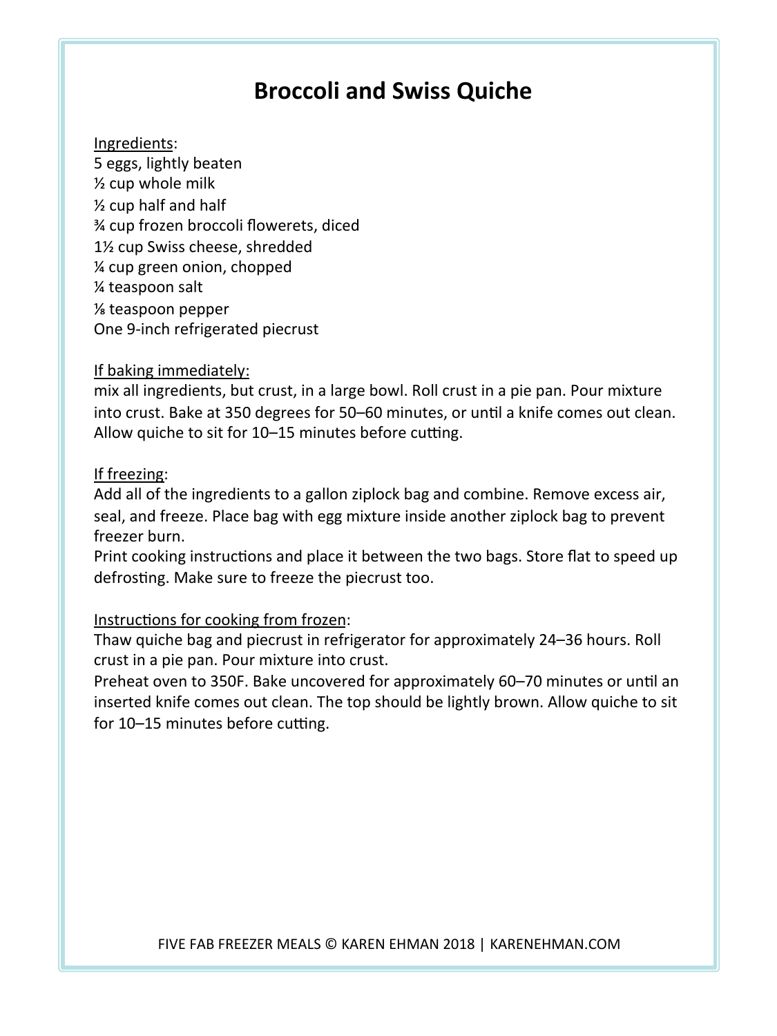# Broccoli and Swiss Quiche

Ingredients:

5 eggs, lightly beaten
½ cup whole milk
½ cup half and half
¾ cup frozen broccoli flowerets, diced
1½ cup Swiss cheese, shredded
¼ cup green onion, chopped
¼ teaspoon salt
⅛ teaspoon pepper
One 9-inch refrigerated piecrust

If baking immediately:

mix all ingredients, but crust, in a large bowl. Roll crust in a pie pan. Pour mixture into crust. Bake at 350 degrees for 50–60 minutes, or until a knife comes out clean. Allow quiche to sit for 10–15 minutes before cutting.

If freezing:

Add all of the ingredients to a gallon ziplock bag and combine. Remove excess air, seal, and freeze. Place bag with egg mixture inside another ziplock bag to prevent freezer burn.
Print cooking instructions and place it between the two bags. Store flat to speed up defrosting. Make sure to freeze the piecrust too.

Instructions for cooking from frozen:

Thaw quiche bag and piecrust in refrigerator for approximately 24–36 hours. Roll crust in a pie pan. Pour mixture into crust.
Preheat oven to 350F. Bake uncovered for approximately 60–70 minutes or until an inserted knife comes out clean. The top should be lightly brown. Allow quiche to sit for 10–15 minutes before cutting.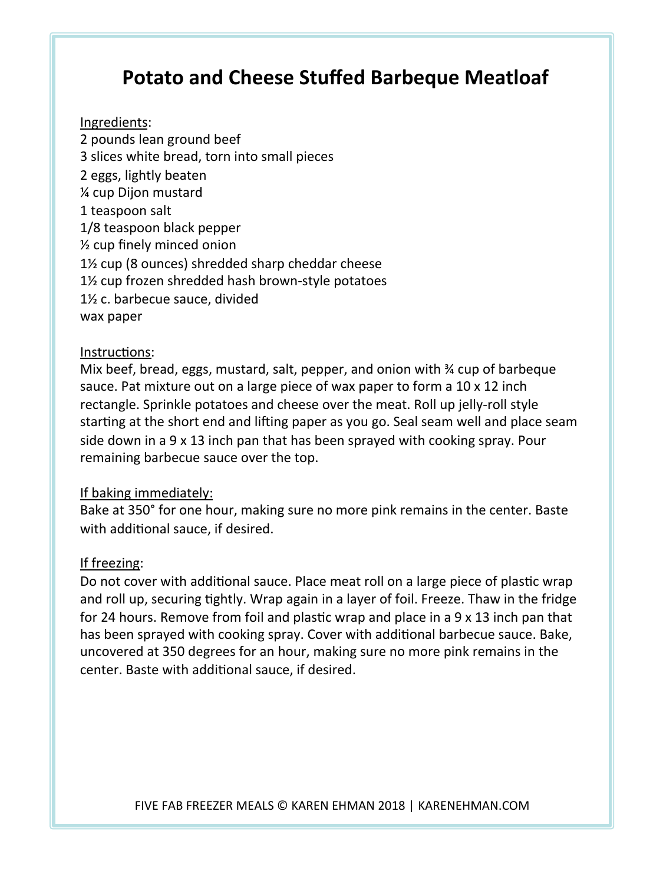# Potato and Cheese Stuffed Barbeque Meatloaf

Ingredients:

2 pounds lean ground beef
3 slices white bread, torn into small pieces
2 eggs, lightly beaten
¼ cup Dijon mustard
1 teaspoon salt
1/8 teaspoon black pepper
½ cup finely minced onion
1½ cup (8 ounces) shredded sharp cheddar cheese
1½ cup frozen shredded hash brown-style potatoes
1½ c. barbecue sauce, divided
wax paper

Instructions:

Mix beef, bread, eggs, mustard, salt, pepper, and onion with ¾ cup of barbeque sauce. Pat mixture out on a large piece of wax paper to form a 10 x 12 inch rectangle. Sprinkle potatoes and cheese over the meat. Roll up jelly-roll style starting at the short end and lifting paper as you go. Seal seam well and place seam side down in a 9 x 13 inch pan that has been sprayed with cooking spray. Pour remaining barbecue sauce over the top.

If baking immediately:

Bake at 350° for one hour, making sure no more pink remains in the center. Baste with additional sauce, if desired.

If freezing:

Do not cover with additional sauce. Place meat roll on a large piece of plastic wrap and roll up, securing tightly. Wrap again in a layer of foil. Freeze. Thaw in the fridge for 24 hours. Remove from foil and plastic wrap and place in a 9 x 13 inch pan that has been sprayed with cooking spray. Cover with additional barbecue sauce. Bake, uncovered at 350 degrees for an hour, making sure no more pink remains in the center. Baste with additional sauce, if desired.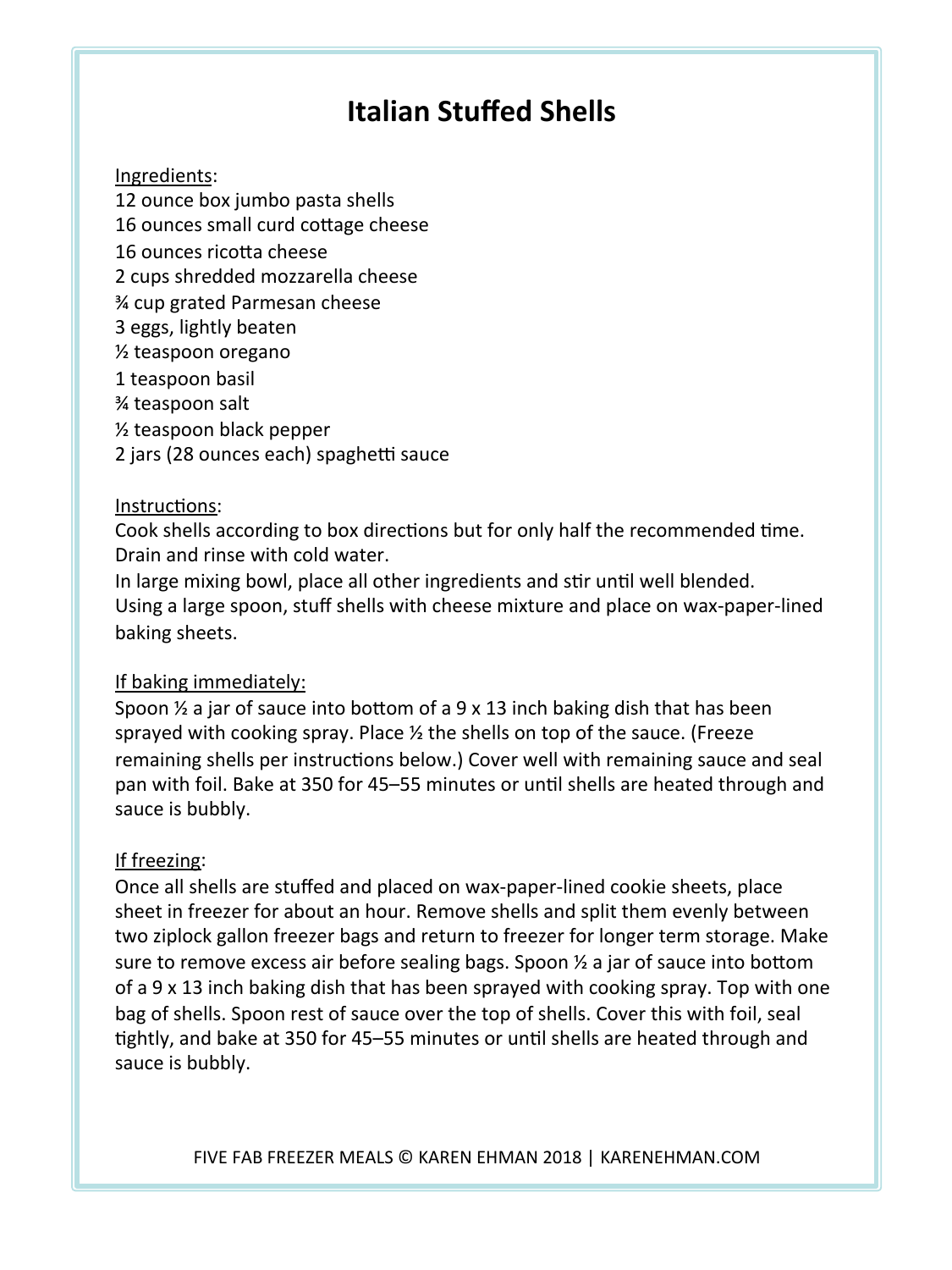# Italian Stuffed Shells

Ingredients:

12 ounce box jumbo pasta shells
16 ounces small curd cottage cheese
16 ounces ricotta cheese
2 cups shredded mozzarella cheese
¾ cup grated Parmesan cheese
3 eggs, lightly beaten
½ teaspoon oregano
1 teaspoon basil
¾ teaspoon salt
½ teaspoon black pepper
2 jars (28 ounces each) spaghetti sauce

Instructions:

Cook shells according to box directions but for only half the recommended time. Drain and rinse with cold water.
In large mixing bowl, place all other ingredients and stir until well blended.
Using a large spoon, stuff shells with cheese mixture and place on wax-paper-lined baking sheets.

If baking immediately:

Spoon ½ a jar of sauce into bottom of a 9 x 13 inch baking dish that has been sprayed with cooking spray. Place ½ the shells on top of the sauce. (Freeze remaining shells per instructions below.) Cover well with remaining sauce and seal pan with foil. Bake at 350 for 45–55 minutes or until shells are heated through and sauce is bubbly.

If freezing:

Once all shells are stuffed and placed on wax-paper-lined cookie sheets, place sheet in freezer for about an hour. Remove shells and split them evenly between two ziplock gallon freezer bags and return to freezer for longer term storage. Make sure to remove excess air before sealing bags. Spoon ½ a jar of sauce into bottom of a 9 x 13 inch baking dish that has been sprayed with cooking spray. Top with one bag of shells. Spoon rest of sauce over the top of shells. Cover this with foil, seal tightly, and bake at 350 for 45–55 minutes or until shells are heated through and sauce is bubbly.